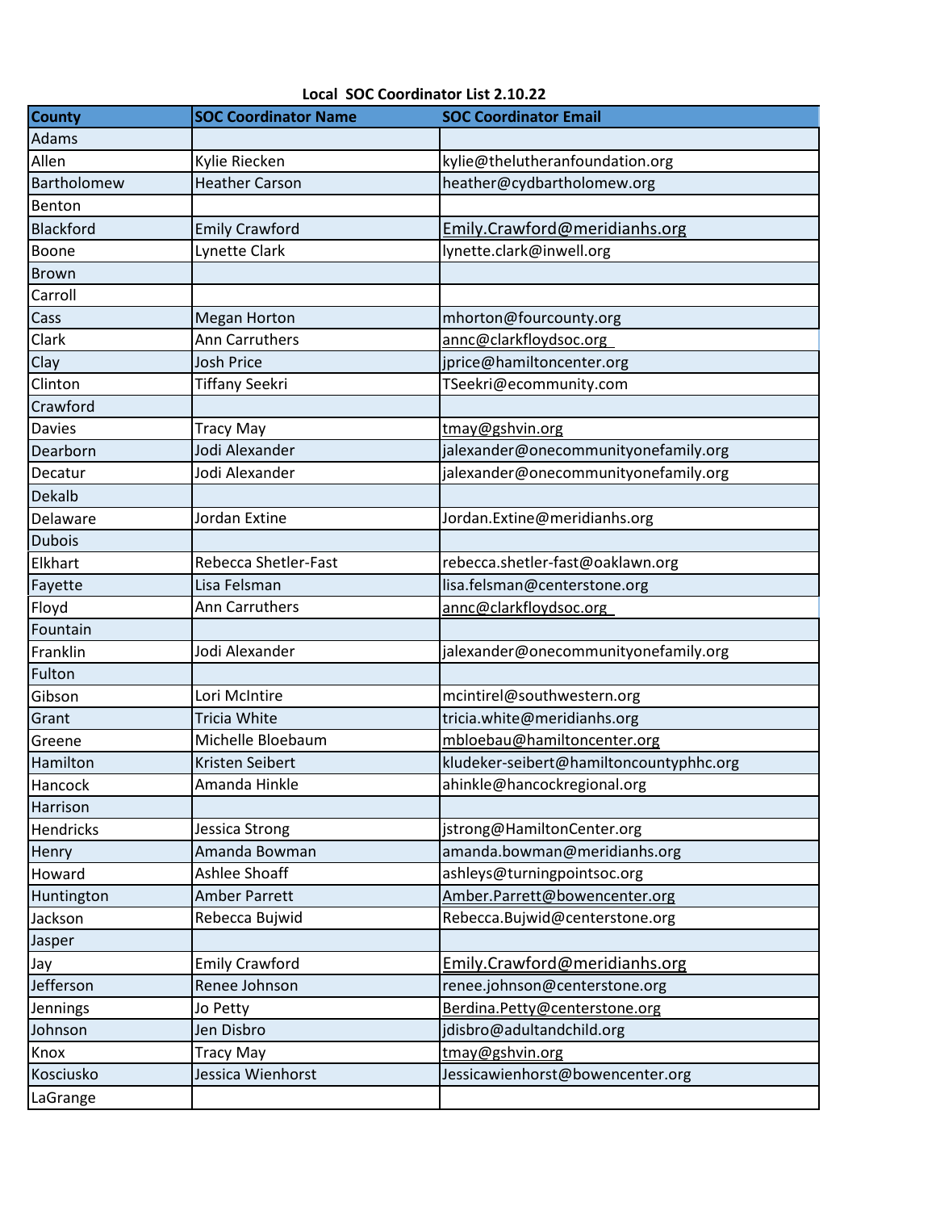# Local SOC Coordinator List 2.10.22

| County | SOC Coordinator Name | SOC Coordinator Email |
|---|---|---|
| Adams | | |
| Allen | Kylie Riecken | kylie@thelutheranfoundation.org |
| Bartholomew | Heather Carson | heather@cydbartholomew.org |
| Benton | | |
| Blackford | Emily Crawford | Emily.Crawford@meridianhs.org |
| Boone | Lynette Clark | lynette.clark@inwell.org |
| Brown | | |
| Carroll | | |
| Cass | Megan Horton | mhorton@fourcounty.org |
| Clark | Ann Carruthers | annc@clarkfloydsoc.org |
| Clay | Josh Price | jprice@hamiltoncenter.org |
| Clinton | Tiffany Seekri | TSeekri@ecommunity.com |
| Crawford | | |
| Davies | Tracy May | tmay@gshvin.org |
| Dearborn | Jodi Alexander | jalexander@onecommunityonefamily.org |
| Decatur | Jodi Alexander | jalexander@onecommunityonefamily.org |
| Dekalb | | |
| Delaware | Jordan Extine | Jordan.Extine@meridianhs.org |
| Dubois | | |
| Elkhart | Rebecca Shetler-Fast | rebecca.shetler-fast@oaklawn.org |
| Fayette | Lisa Felsman | lisa.felsman@centerstone.org |
| Floyd | Ann Carruthers | annc@clarkfloydsoc.org |
| Fountain | | |
| Franklin | Jodi Alexander | jalexander@onecommunityonefamily.org |
| Fulton | | |
| Gibson | Lori McIntire | mcintirel@southwestern.org |
| Grant | Tricia White | tricia.white@meridianhs.org |
| Greene | Michelle Bloebaum | mbloebau@hamiltoncenter.org |
| Hamilton | Kristen Seibert | kludeker-seibert@hamiltoncountyphhc.org |
| Hancock | Amanda Hinkle | ahinkle@hancockregional.org |
| Harrison | | |
| Hendricks | Jessica Strong | jstrong@HamiltonCenter.org |
| Henry | Amanda Bowman | amanda.bowman@meridianhs.org |
| Howard | Ashlee Shoaff | ashleys@turningpointsoc.org |
| Huntington | Amber Parrett | Amber.Parrett@bowencenter.org |
| Jackson | Rebecca Bujwid | Rebecca.Bujwid@centerstone.org |
| Jasper | | |
| Jay | Emily Crawford | Emily.Crawford@meridianhs.org |
| Jefferson | Renee Johnson | renee.johnson@centerstone.org |
| Jennings | Jo Petty | Berdina.Petty@centerstone.org |
| Johnson | Jen Disbro | jdisbro@adultandchild.org |
| Knox | Tracy May | tmay@gshvin.org |
| Kosciusko | Jessica Wienhorst | Jessicawienhorst@bowencenter.org |
| LaGrange | | |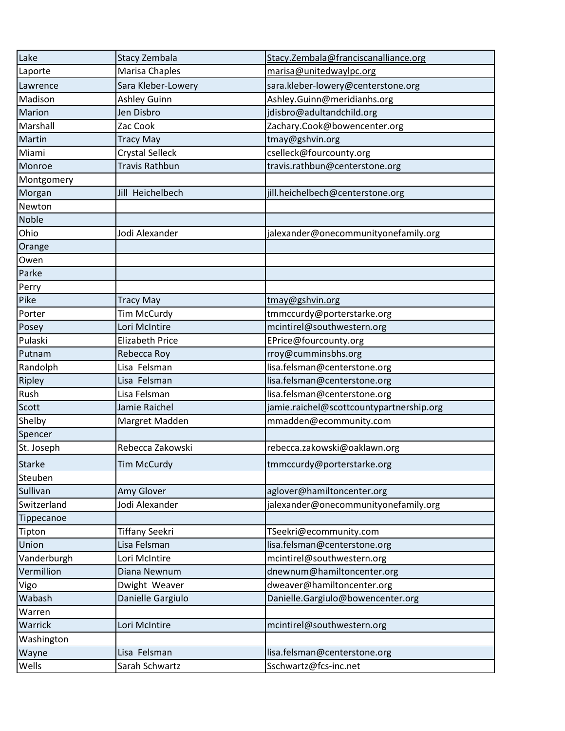| Lake | Stacy Zembala | Stacy.Zembala@franciscanalliance.org |
|---|---|---|
| Laporte | Marisa Chaples | marisa@unitedwaylpc.org |
| Lawrence | Sara Kleber-Lowery | sara.kleber-lowery@centerstone.org |
| Madison | Ashley Guinn | Ashley.Guinn@meridianhs.org |
| Marion | Jen Disbro | jdisbro@adultandchild.org |
| Marshall | Zac Cook | Zachary.Cook@bowencenter.org |
| Martin | Tracy May | tmay@gshvin.org |
| Miami | Crystal Selleck | cselleck@fourcounty.org |
| Monroe | Travis Rathbun | travis.rathbun@centerstone.org |
| Montgomery | | |
| Morgan | Jill Heichelbech | jill.heichelbech@centerstone.org |
| Newton | | |
| Noble | | |
| Ohio | Jodi Alexander | jalexander@onecommunityonefamily.org |
| Orange | | |
| Owen | | |
| Parke | | |
| Perry | | |
| Pike | Tracy May | tmay@gshvin.org |
| Porter | Tim McCurdy | tmmccurdy@porterstarke.org |
| Posey | Lori McIntire | mcintirel@southwestern.org |
| Pulaski | Elizabeth Price | EPrice@fourcounty.org |
| Putnam | Rebecca Roy | rroy@cumminsbhs.org |
| Randolph | Lisa Felsman | lisa.felsman@centerstone.org |
| Ripley | Lisa Felsman | lisa.felsman@centerstone.org |
| Rush | Lisa Felsman | lisa.felsman@centerstone.org |
| Scott | Jamie Raichel | jamie.raichel@scottcountypartnership.org |
| Shelby | Margret Madden | mmadden@ecommunity.com |
| Spencer | | |
| St. Joseph | Rebecca Zakowski | rebecca.zakowski@oaklawn.org |
| Starke | Tim McCurdy | tmmccurdy@porterstarke.org |
| Steuben | | |
| Sullivan | Amy Glover | aglover@hamiltoncenter.org |
| Switzerland | Jodi Alexander | jalexander@onecommunityonefamily.org |
| Tippecanoe | | |
| Tipton | Tiffany Seekri | TSeekri@ecommunity.com |
| Union | Lisa Felsman | lisa.felsman@centerstone.org |
| Vanderburgh | Lori McIntire | mcintirel@southwestern.org |
| Vermillion | Diana Newnum | dnewnum@hamiltoncenter.org |
| Vigo | Dwight Weaver | dweaver@hamiltoncenter.org |
| Wabash | Danielle Gargiulo | Danielle.Gargiulo@bowencenter.org |
| Warren | | |
| Warrick | Lori McIntire | mcintirel@southwestern.org |
| Washington | | |
| Wayne | Lisa Felsman | lisa.felsman@centerstone.org |
| Wells | Sarah Schwartz | Sschwartz@fcs-inc.net |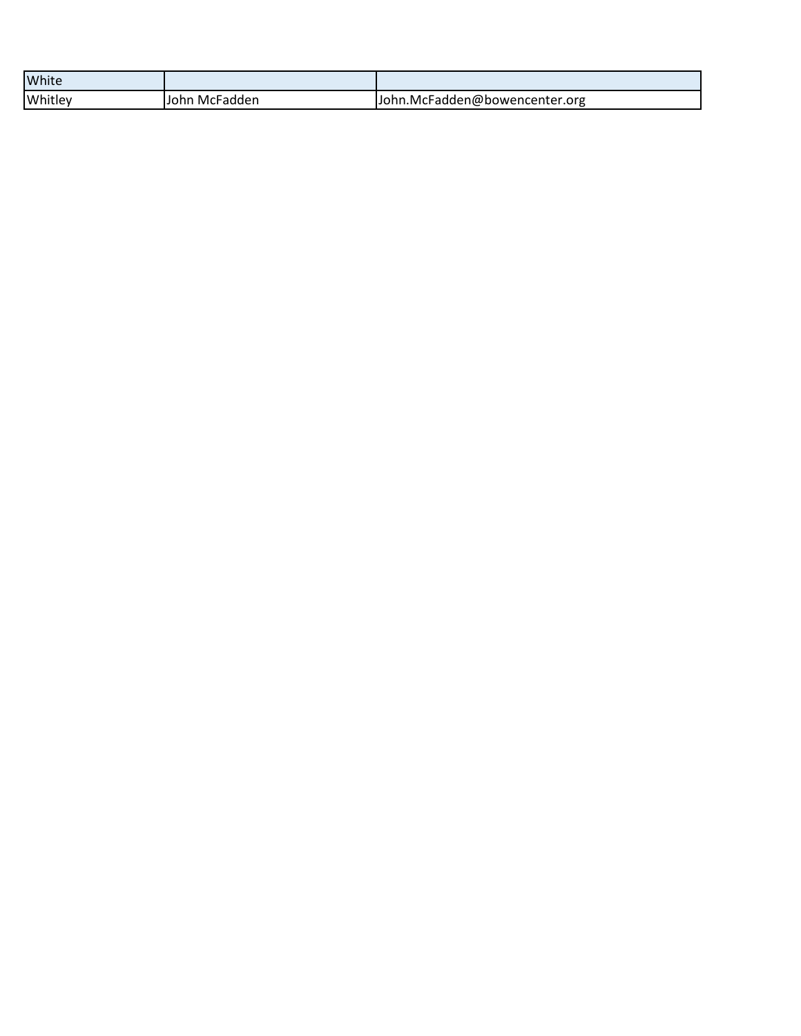| | | |
|---|---|---|
| White | | |
| Whitley | John McFadden | John.McFadden@bowencenter.org |